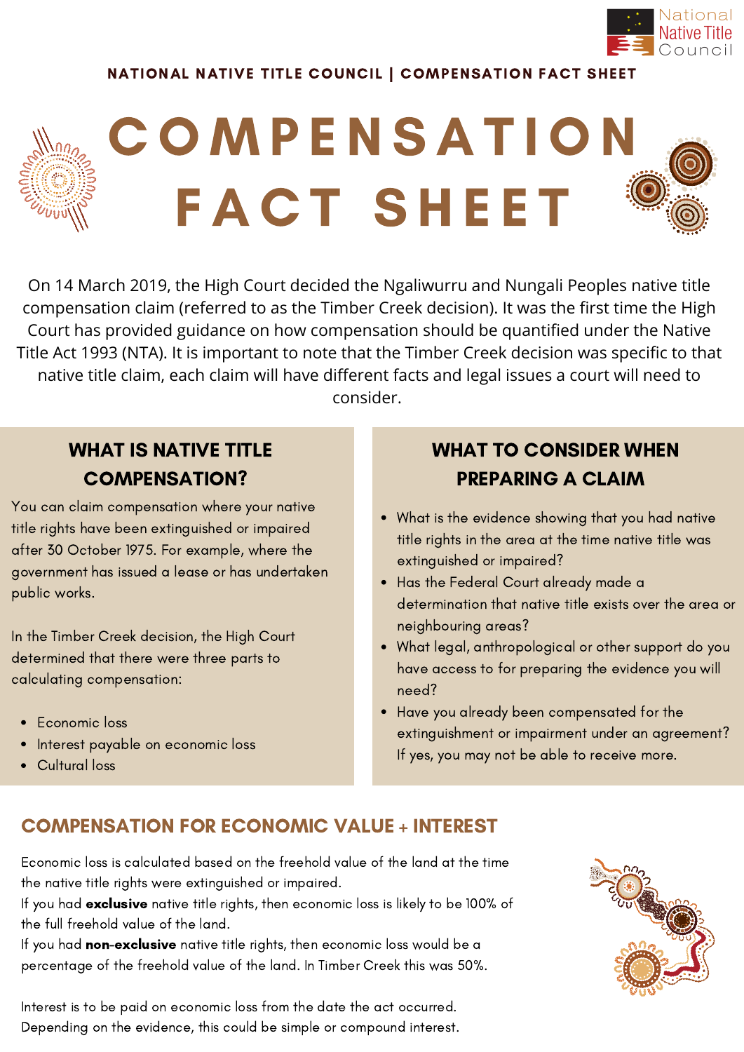NATIONAL NATIVE TITLE COUNCIL | COMPENSATION FACT SHEET

# COMPENSATION FACT SHEET

On 14 March 2019, the High Court decided the Ngaliwurru and Nungali Peoples native title compensation claim (referred to as the Timber Creek decision). It was the first time the High Court has provided guidance on how compensation should be quantified under the Native Title Act 1993 (NTA). It is important to note that the Timber Creek decision was specific to that native title claim, each claim will have different facts and legal issues a court will need to consider.

## WHAT IS NATIVE TITLE COMPENSATION?

You can claim compensation where your native title rights have been extinguished or impaired after 30 October 1975. For example, where the government has issued a lease or has undertaken public works.

In the Timber Creek decision, the High Court determined that there were three parts to calculating compensation:

- Economic loss
- Interest payable on economic loss
- Cultural loss

## WHAT TO CONSIDER WHEN PREPARING A CLAIM

- What is the evidence showing that you had native title rights in the area at the time native title was extinguished or impaired?
- Has the Federal Court already made a determination that native title exists over the area or neighbouring areas?
- What legal, anthropological or other support do you have access to for preparing the evidence you will need?
- Have you already been compensated for the extinguishment or impairment under an agreement? If yes, you may not be able to receive more.

## COMPENSATION FOR ECONOMIC VALUE + INTEREST

Economic loss is calculated based on the freehold value of the land at the time the native title rights were extinguished or impaired.

If you had **exclusive** native title rights, then economic loss is likely to be 100% of the full freehold value of the land.

If you had **non-exclusive** native title rights, then economic loss would be a percentage of the freehold value of the land. In Timber Creek this was 50%.

Interest is to be paid on economic loss from the date the act occurred. Depending on the evidence, this could be simple or compound interest.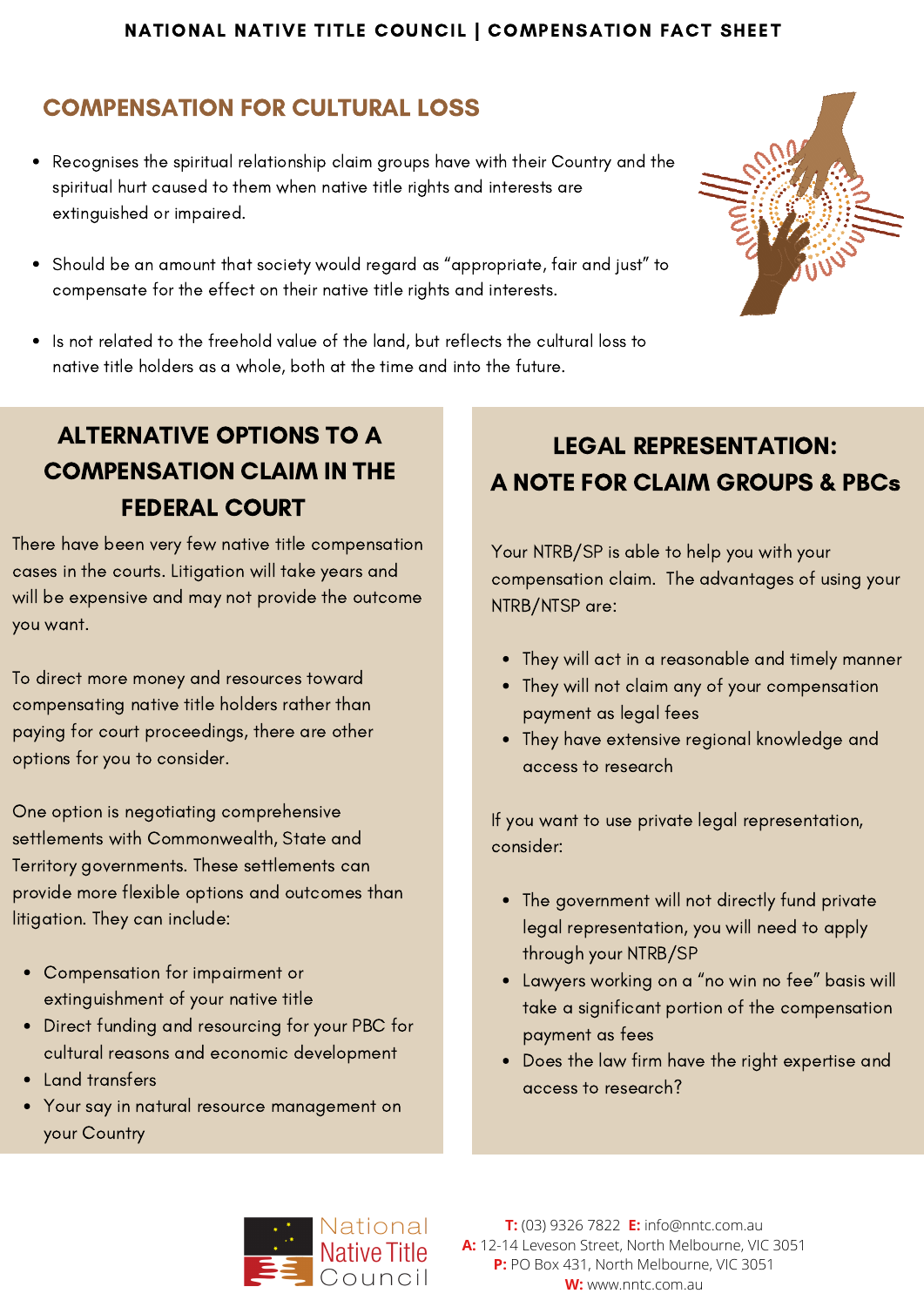## COMPENSATION FOR CULTURAL LOSS

- Recognises the spiritual relationship claim groups have with their Country and the spiritual hurt caused to them when native title rights and interests are extinguished or impaired.
- Should be an amount that society would regard as "appropriate, fair and just" to compensate for the effect on their native title rights and interests.
- Is not related to the freehold value of the land, but reflects the cultural loss to native title holders as a whole, both at the time and into the future.

## ALTERNATIVE OPTIONS TO A COMPENSATION CLAIM IN THE FEDERAL COURT

There have been very few native title compensation cases in the courts. Litigation will take years and will be expensive and may not provide the outcome you want.

To direct more money and resources toward compensating native title holders rather than paying for court proceedings, there are other options for you to consider.

One option is negotiating comprehensive settlements with Commonwealth, State and Territory governments. These settlements can provide more flexible options and outcomes than litigation. They can include:

- Compensation for impairment or extinguishment of your native title
- Direct funding and resourcing for your PBC for cultural reasons and economic development
- Land transfers
- Your say in natural resource management on your Country

## LEGAL REPRESENTATION: A NOTE FOR CLAIM GROUPS & PBCs

Your NTRB/SP is able to help you with your compensation claim. The advantages of using your NTRB/NTSP are:

- They will act in a reasonable and timely manner
- They will not claim any of your compensation payment as legal fees
- They have extensive regional knowledge and access to research

If you want to use private legal representation, consider:

- The government will not directly fund private legal representation, you will need to apply through your NTRB/SP
- Lawyers working on a "no win no fee" basis will take a significant portion of the compensation payment as fees
- Does the law firm have the right expertise and access to research?

National Native Title Council

**T:** (03) 9326 7822 **E:** info@nntc.com.au
**A:** 12-14 Leveson Street, North Melbourne, VIC 3051
**P:** PO Box 431, North Melbourne, VIC 3051
**W:** www.nntc.com.au